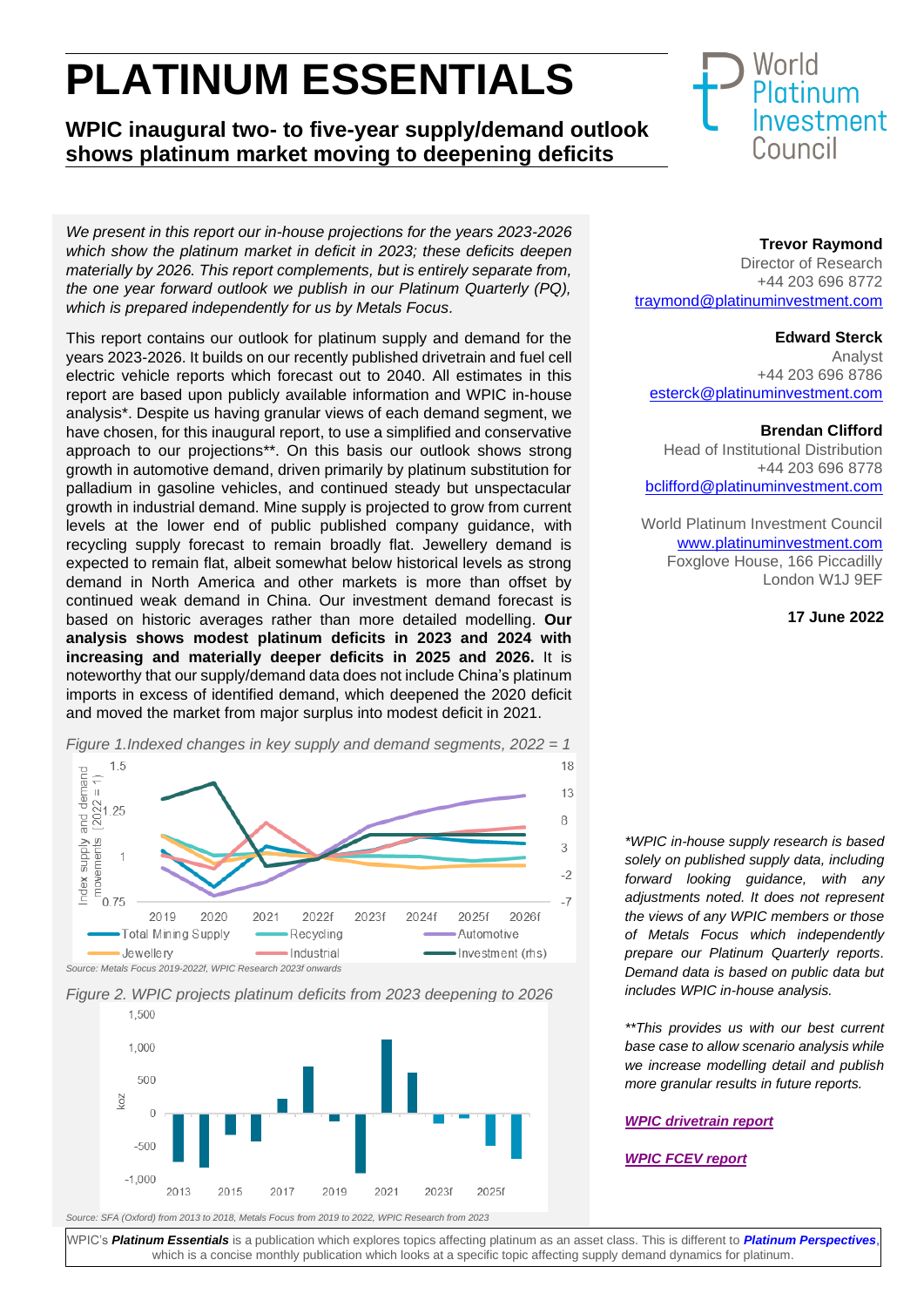# PLATINUM ESSENTIALS

## WPIC inaugural two- to five-year supply/demand outlook shows platinum market moving to deepening deficits

*We present in this report our in-house projections for the years 2023-2026 which show the platinum market in deficit in 2023; these deficits deepen materially by 2026. This report complements, but is entirely separate from, the one year forward outlook we publish in our Platinum Quarterly (PQ), which is prepared independently for us by Metals Focus.*

This report contains our outlook for platinum supply and demand for the years 2023-2026. It builds on our recently published drivetrain and fuel cell electric vehicle reports which forecast out to 2040. All estimates in this report are based upon publicly available information and WPIC in-house analysis*. Despite us having granular views of each demand segment, we have chosen, for this inaugural report, to use a simplified and conservative approach to our projections**. On this basis our outlook shows strong growth in automotive demand, driven primarily by platinum substitution for palladium in gasoline vehicles, and continued steady but unspectacular growth in industrial demand. Mine supply is projected to grow from current levels at the lower end of public published company guidance, with recycling supply forecast to remain broadly flat. Jewellery demand is expected to remain flat, albeit somewhat below historical levels as strong demand in North America and other markets is more than offset by continued weak demand in China. Our investment demand forecast is based on historic averages rather than more detailed modelling. **Our analysis shows modest platinum deficits in 2023 and 2024 with increasing and materially deeper deficits in 2025 and 2026.** It is noteworthy that our supply/demand data does not include China's platinum imports in excess of identified demand, which deepened the 2020 deficit and moved the market from major surplus into modest deficit in 2021.

*Figure 1.Indexed changes in key supply and demand segments, 2022 = 1*

*Source: Metals Focus 2019-2022f, WPIC Research 2023f onwards*

*Figure 2. WPIC projects platinum deficits from 2023 deepening to 2026*

*Source: SFA (Oxford) from 2013 to 2018, Metals Focus from 2019 to 2022, WPIC Research from 2023*

**Trevor Raymond**
Director of Research
+44 203 696 8772
traymond@platinuminvestment.com

**Edward Sterck**
Analyst
+44 203 696 8786
esterck@platinuminvestment.com

**Brendan Clifford**
Head of Institutional Distribution
+44 203 696 8778
bclifford@platinuminvestment.com

World Platinum Investment Council
www.platinuminvestment.com
Foxglove House, 166 Piccadilly
London W1J 9EF

**17 June 2022**

*\*WPIC in-house supply research is based solely on published supply data, including forward looking guidance, with any adjustments noted. It does not represent the views of any WPIC members or those of Metals Focus which independently prepare our Platinum Quarterly reports. Demand data is based on public data but includes WPIC in-house analysis.*

*\*\*This provides us with our best current base case to allow scenario analysis while we increase modelling detail and publish more granular results in future reports.*

***WPIC drivetrain report***

***WPIC FCEV report***

WPIC's ***Platinum Essentials*** is a publication which explores topics affecting platinum as an asset class. This is different to ***Platinum Perspectives***, which is a concise monthly publication which looks at a specific topic affecting supply demand dynamics for platinum.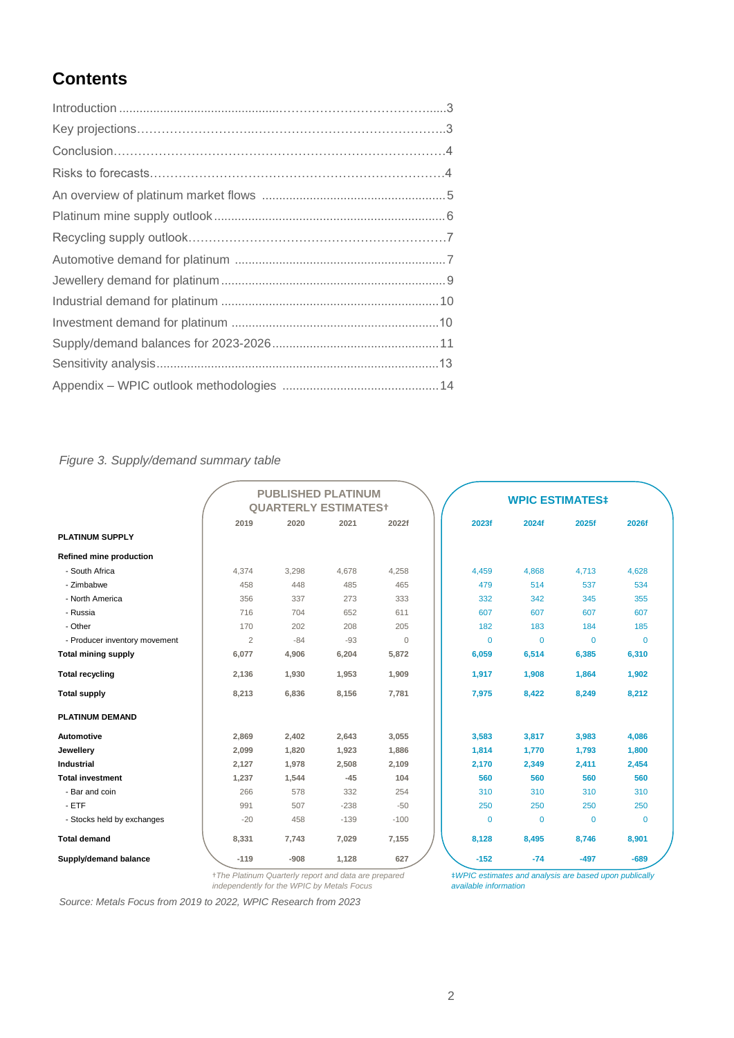# Contents

Introduction ....................................................................3
Key projections....................................................................3
Conclusion....................................................................4
Risks to forecasts....................................................................4
An overview of platinum market flows ....................................................5
Platinum mine supply outlook....................................................................6
Recycling supply outlook....................................................................7
Automotive demand for platinum ....................................................................7
Jewellery demand for platinum....................................................................9
Industrial demand for platinum ....................................................................10
Investment demand for platinum ....................................................................10
Supply/demand balances for 2023-2026....................................................................11
Sensitivity analysis....................................................................13
Appendix – WPIC outlook methodologies ....................................................................14

*Figure 3. Supply/demand summary table*

| | PUBLISHED PLATINUM QUARTERLY ESTIMATES† | | | | WPIC ESTIMATES‡ | | | |
|---|---|---|---|---|---|---|---|---|
| | 2019 | 2020 | 2021 | 2022f | 2023f | 2024f | 2025f | 2026f |
| **PLATINUM SUPPLY** | | | | | | | | |
| **Refined mine production** | | | | | | | | |
| - South Africa | 4,374 | 3,298 | 4,678 | 4,258 | 4,459 | 4,868 | 4,713 | 4,628 |
| - Zimbabwe | 458 | 448 | 485 | 465 | 479 | 514 | 537 | 534 |
| - North America | 356 | 337 | 273 | 333 | 332 | 342 | 345 | 355 |
| - Russia | 716 | 704 | 652 | 611 | 607 | 607 | 607 | 607 |
| - Other | 170 | 202 | 208 | 205 | 182 | 183 | 184 | 185 |
| - Producer inventory movement | 2 | -84 | -93 | 0 | 0 | 0 | 0 | 0 |
| **Total mining supply** | **6,077** | **4,906** | **6,204** | **5,872** | **6,059** | **6,514** | **6,385** | **6,310** |
| **Total recycling** | **2,136** | **1,930** | **1,953** | **1,909** | **1,917** | **1,908** | **1,864** | **1,902** |
| **Total supply** | **8,213** | **6,836** | **8,156** | **7,781** | **7,975** | **8,422** | **8,249** | **8,212** |
| **PLATINUM DEMAND** | | | | | | | | |
| **Automotive** | **2,869** | **2,402** | **2,643** | **3,055** | **3,583** | **3,817** | **3,983** | **4,086** |
| **Jewellery** | **2,099** | **1,820** | **1,923** | **1,886** | **1,814** | **1,770** | **1,793** | **1,800** |
| **Industrial** | **2,127** | **1,978** | **2,508** | **2,109** | **2,170** | **2,349** | **2,411** | **2,454** |
| **Total investment** | **1,237** | **1,544** | **-45** | **104** | **560** | **560** | **560** | **560** |
| - Bar and coin | 266 | 578 | 332 | 254 | 310 | 310 | 310 | 310 |
| - ETF | 991 | 507 | -238 | -50 | 250 | 250 | 250 | 250 |
| - Stocks held by exchanges | -20 | 458 | -139 | -100 | 0 | 0 | 0 | 0 |
| **Total demand** | **8,331** | **7,743** | **7,029** | **7,155** | **8,128** | **8,495** | **8,746** | **8,901** |
| **Supply/demand balance** | **-119** | **-908** | **1,128** | **627** | **-152** | **-74** | **-497** | **-689** |

*†The Platinum Quarterly report and data are prepared independently for the WPIC by Metals Focus*

*‡WPIC estimates and analysis are based upon publically available information*

*Source: Metals Focus from 2019 to 2022, WPIC Research from 2023*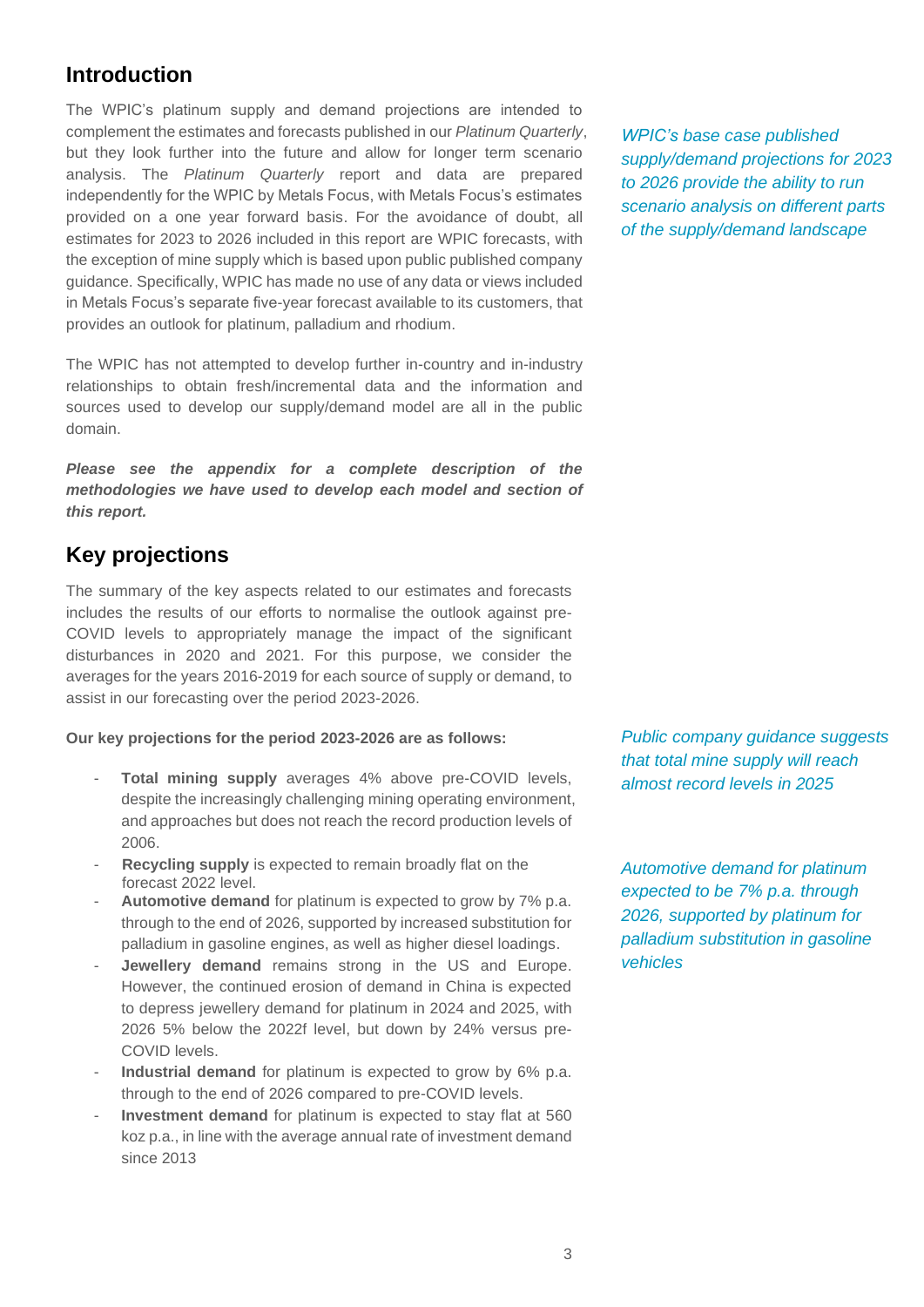## Introduction

The WPIC's platinum supply and demand projections are intended to complement the estimates and forecasts published in our *Platinum Quarterly*, but they look further into the future and allow for longer term scenario analysis. The *Platinum Quarterly* report and data are prepared independently for the WPIC by Metals Focus, with Metals Focus's estimates provided on a one year forward basis. For the avoidance of doubt, all estimates for 2023 to 2026 included in this report are WPIC forecasts, with the exception of mine supply which is based upon public published company guidance. Specifically, WPIC has made no use of any data or views included in Metals Focus's separate five-year forecast available to its customers, that provides an outlook for platinum, palladium and rhodium.

*WPIC's base case published supply/demand projections for 2023 to 2026 provide the ability to run scenario analysis on different parts of the supply/demand landscape*

The WPIC has not attempted to develop further in-country and in-industry relationships to obtain fresh/incremental data and the information and sources used to develop our supply/demand model are all in the public domain.

***Please see the appendix for a complete description of the methodologies we have used to develop each model and section of this report.***

## Key projections

The summary of the key aspects related to our estimates and forecasts includes the results of our efforts to normalise the outlook against pre-COVID levels to appropriately manage the impact of the significant disturbances in 2020 and 2021. For this purpose, we consider the averages for the years 2016-2019 for each source of supply or demand, to assist in our forecasting over the period 2023-2026.

**Our key projections for the period 2023-2026 are as follows:**

*Public company guidance suggests that total mine supply will reach almost record levels in 2025*

- **Total mining supply** averages 4% above pre-COVID levels, despite the increasingly challenging mining operating environment, and approaches but does not reach the record production levels of 2006.
- **Recycling supply** is expected to remain broadly flat on the forecast 2022 level.
- **Automotive demand** for platinum is expected to grow by 7% p.a. through to the end of 2026, supported by increased substitution for palladium in gasoline engines, as well as higher diesel loadings.
- **Jewellery demand** remains strong in the US and Europe. However, the continued erosion of demand in China is expected to depress jewellery demand for platinum in 2024 and 2025, with 2026 5% below the 2022f level, but down by 24% versus pre-COVID levels.
- **Industrial demand** for platinum is expected to grow by 6% p.a. through to the end of 2026 compared to pre-COVID levels.
- **Investment demand** for platinum is expected to stay flat at 560 koz p.a., in line with the average annual rate of investment demand since 2013

*Automotive demand for platinum expected to be 7% p.a. through 2026, supported by platinum for palladium substitution in gasoline vehicles*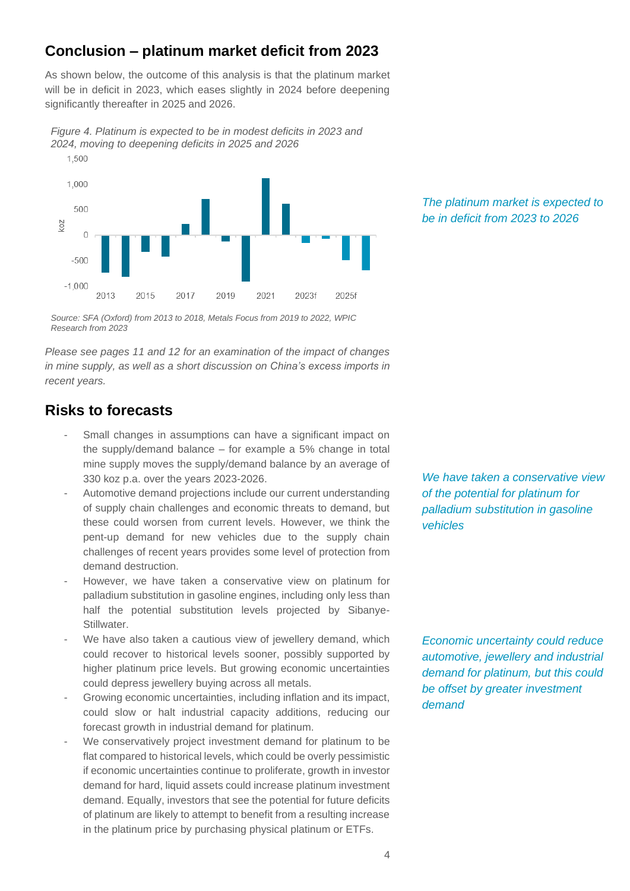## Conclusion – platinum market deficit from 2023

As shown below, the outcome of this analysis is that the platinum market will be in deficit in 2023, which eases slightly in 2024 before deepening significantly thereafter in 2025 and 2026.

*Figure 4. Platinum is expected to be in modest deficits in 2023 and 2024, moving to deepening deficits in 2025 and 2026*

*Source: SFA (Oxford) from 2013 to 2018, Metals Focus from 2019 to 2022, WPIC Research from 2023*

*The platinum market is expected to be in deficit from 2023 to 2026*

*Please see pages 11 and 12 for an examination of the impact of changes in mine supply, as well as a short discussion on China's excess imports in recent years.*

## Risks to forecasts

- Small changes in assumptions can have a significant impact on the supply/demand balance – for example a 5% change in total mine supply moves the supply/demand balance by an average of 330 koz p.a. over the years 2023-2026.
- Automotive demand projections include our current understanding of supply chain challenges and economic threats to demand, but these could worsen from current levels. However, we think the pent-up demand for new vehicles due to the supply chain challenges of recent years provides some level of protection from demand destruction.
- However, we have taken a conservative view on platinum for palladium substitution in gasoline engines, including only less than half the potential substitution levels projected by Sibanye-Stillwater.
- We have also taken a cautious view of jewellery demand, which could recover to historical levels sooner, possibly supported by higher platinum price levels. But growing economic uncertainties could depress jewellery buying across all metals.
- Growing economic uncertainties, including inflation and its impact, could slow or halt industrial capacity additions, reducing our forecast growth in industrial demand for platinum.
- We conservatively project investment demand for platinum to be flat compared to historical levels, which could be overly pessimistic if economic uncertainties continue to proliferate, growth in investor demand for hard, liquid assets could increase platinum investment demand. Equally, investors that see the potential for future deficits of platinum are likely to attempt to benefit from a resulting increase in the platinum price by purchasing physical platinum or ETFs.

*We have taken a conservative view of the potential for platinum for palladium substitution in gasoline vehicles*

*Economic uncertainty could reduce automotive, jewellery and industrial demand for platinum, but this could be offset by greater investment demand*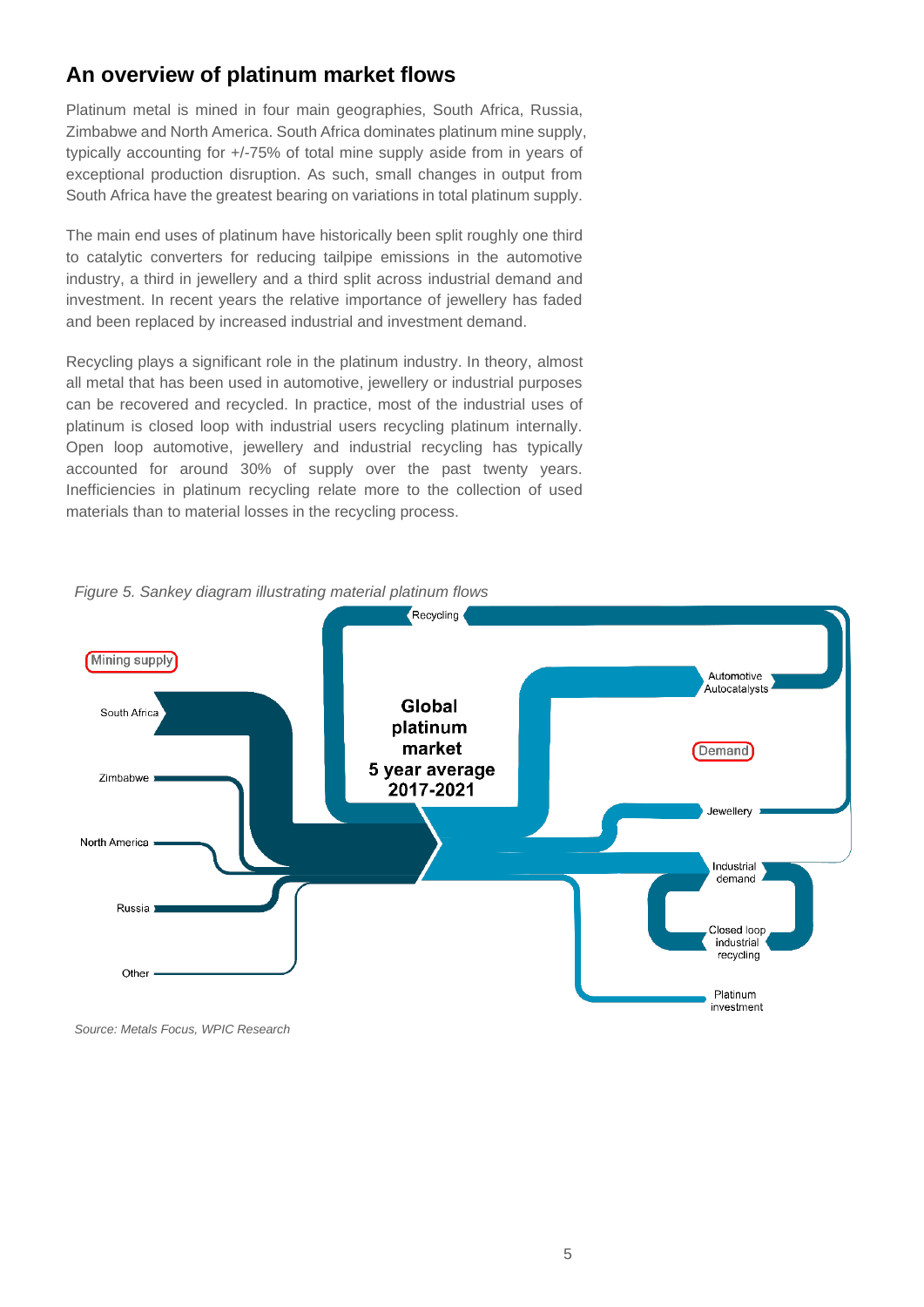## An overview of platinum market flows

Platinum metal is mined in four main geographies, South Africa, Russia, Zimbabwe and North America. South Africa dominates platinum mine supply, typically accounting for +/-75% of total mine supply aside from in years of exceptional production disruption. As such, small changes in output from South Africa have the greatest bearing on variations in total platinum supply.

The main end uses of platinum have historically been split roughly one third to catalytic converters for reducing tailpipe emissions in the automotive industry, a third in jewellery and a third split across industrial demand and investment. In recent years the relative importance of jewellery has faded and been replaced by increased industrial and investment demand.

Recycling plays a significant role in the platinum industry. In theory, almost all metal that has been used in automotive, jewellery or industrial purposes can be recovered and recycled. In practice, most of the industrial uses of platinum is closed loop with industrial users recycling platinum internally. Open loop automotive, jewellery and industrial recycling has typically accounted for around 30% of supply over the past twenty years. Inefficiencies in platinum recycling relate more to the collection of used materials than to material losses in the recycling process.

*Figure 5. Sankey diagram illustrating material platinum flows*

*Source: Metals Focus, WPIC Research*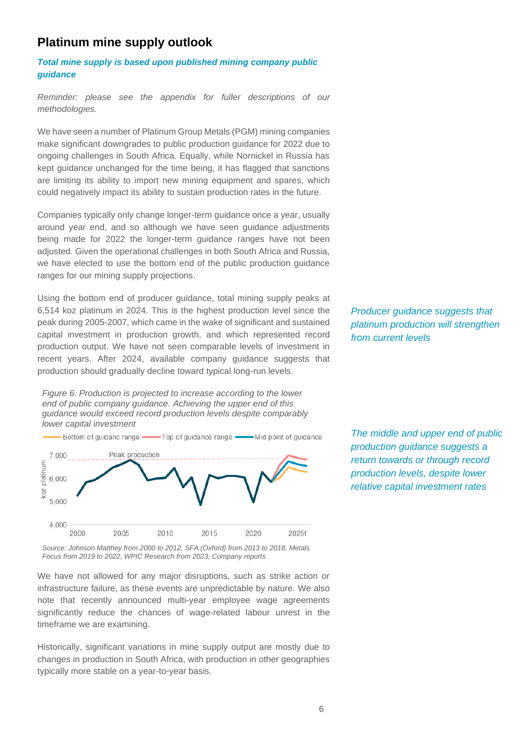## Platinum mine supply outlook

***Total mine supply is based upon published mining company public guidance***

*Reminder: please see the appendix for fuller descriptions of our methodologies.*

We have seen a number of Platinum Group Metals (PGM) mining companies make significant downgrades to public production guidance for 2022 due to ongoing challenges in South Africa. Equally, while Nornickel in Russia has kept guidance unchanged for the time being, it has flagged that sanctions are limiting its ability to import new mining equipment and spares, which could negatively impact its ability to sustain production rates in the future.

Companies typically only change longer-term guidance once a year, usually around year end, and so although we have seen guidance adjustments being made for 2022 the longer-term guidance ranges have not been adjusted. Given the operational challenges in both South Africa and Russia, we have elected to use the bottom end of the public production guidance ranges for our mining supply projections.

Using the bottom end of producer guidance, total mining supply peaks at 6,514 koz platinum in 2024. This is the highest production level since the peak during 2005-2007, which came in the wake of significant and sustained capital investment in production growth, and which represented record production output. We have not seen comparable levels of investment in recent years. After 2024, available company guidance suggests that production should gradually decline toward typical long-run levels.

*Producer guidance suggests that platinum production will strengthen from current levels*

*Figure 6. Production is projected to increase according to the lower end of public company guidance. Achieving the upper end of this guidance would exceed record production levels despite comparably lower capital investment*

*Source: Johnson Matthey from 2000 to 2012, SFA (Oxford) from 2013 to 2018, Metals Focus from 2019 to 2022, WPIC Research from 2023, Company reports*

*The middle and upper end of public production guidance suggests a return towards or through record production levels, despite lower relative capital investment rates*

We have not allowed for any major disruptions, such as strike action or infrastructure failure, as these events are unpredictable by nature. We also note that recently announced multi-year employee wage agreements significantly reduce the chances of wage-related labour unrest in the timeframe we are examining.

Historically, significant variations in mine supply output are mostly due to changes in production in South Africa, with production in other geographies typically more stable on a year-to-year basis.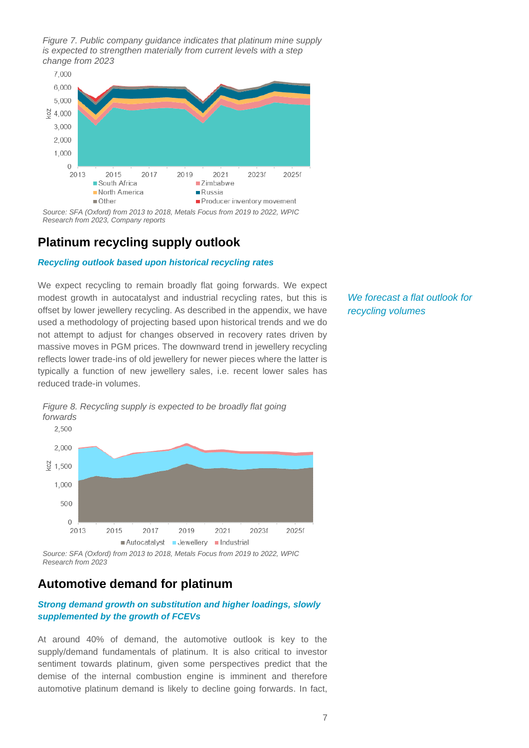*Figure 7. Public company guidance indicates that platinum mine supply is expected to strengthen materially from current levels with a step change from 2023*

*Source: SFA (Oxford) from 2013 to 2018, Metals Focus from 2019 to 2022, WPIC Research from 2023, Company reports*

## Platinum recycling supply outlook

### *Recycling outlook based upon historical recycling rates*

We expect recycling to remain broadly flat going forwards. We expect modest growth in autocatalyst and industrial recycling rates, but this is offset by lower jewellery recycling. As described in the appendix, we have used a methodology of projecting based upon historical trends and we do not attempt to adjust for changes observed in recovery rates driven by massive moves in PGM prices. The downward trend in jewellery recycling reflects lower trade-ins of old jewellery for newer pieces where the latter is typically a function of new jewellery sales, i.e. recent lower sales has reduced trade-in volumes.

*We forecast a flat outlook for recycling volumes*

*Figure 8. Recycling supply is expected to be broadly flat going forwards*

*Source: SFA (Oxford) from 2013 to 2018, Metals Focus from 2019 to 2022, WPIC Research from 2023*

## Automotive demand for platinum

### *Strong demand growth on substitution and higher loadings, slowly supplemented by the growth of FCEVs*

At around 40% of demand, the automotive outlook is key to the supply/demand fundamentals of platinum. It is also critical to investor sentiment towards platinum, given some perspectives predict that the demise of the internal combustion engine is imminent and therefore automotive platinum demand is likely to decline going forwards. In fact,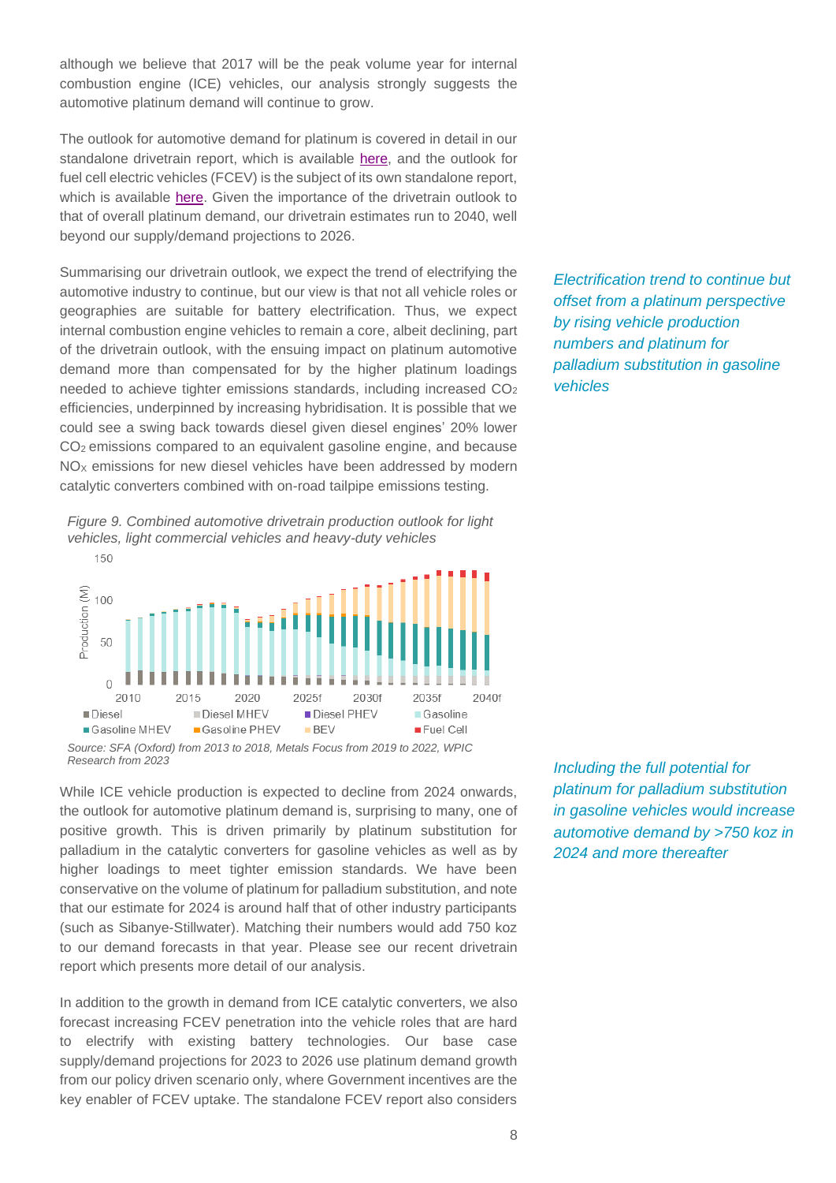although we believe that 2017 will be the peak volume year for internal combustion engine (ICE) vehicles, our analysis strongly suggests the automotive platinum demand will continue to grow.

The outlook for automotive demand for platinum is covered in detail in our standalone drivetrain report, which is available here, and the outlook for fuel cell electric vehicles (FCEV) is the subject of its own standalone report, which is available here. Given the importance of the drivetrain outlook to that of overall platinum demand, our drivetrain estimates run to 2040, well beyond our supply/demand projections to 2026.

*Electrification trend to continue but offset from a platinum perspective by rising vehicle production numbers and platinum for palladium substitution in gasoline vehicles*

Summarising our drivetrain outlook, we expect the trend of electrifying the automotive industry to continue, but our view is that not all vehicle roles or geographies are suitable for battery electrification. Thus, we expect internal combustion engine vehicles to remain a core, albeit declining, part of the drivetrain outlook, with the ensuing impact on platinum automotive demand more than compensated for by the higher platinum loadings needed to achieve tighter emissions standards, including increased $CO_2$ efficiencies, underpinned by increasing hybridisation. It is possible that we could see a swing back towards diesel given diesel engines' 20% lower $CO_2$ emissions compared to an equivalent gasoline engine, and because $NO_X$ emissions for new diesel vehicles have been addressed by modern catalytic converters combined with on-road tailpipe emissions testing.

*Figure 9. Combined automotive drivetrain production outlook for light vehicles, light commercial vehicles and heavy-duty vehicles*

*Source: SFA (Oxford) from 2013 to 2018, Metals Focus from 2019 to 2022, WPIC Research from 2023*

*Including the full potential for platinum for palladium substitution in gasoline vehicles would increase automotive demand by >750 koz in 2024 and more thereafter*

While ICE vehicle production is expected to decline from 2024 onwards, the outlook for automotive platinum demand is, surprising to many, one of positive growth. This is driven primarily by platinum substitution for palladium in the catalytic converters for gasoline vehicles as well as by higher loadings to meet tighter emission standards. We have been conservative on the volume of platinum for palladium substitution, and note that our estimate for 2024 is around half that of other industry participants (such as Sibanye-Stillwater). Matching their numbers would add 750 koz to our demand forecasts in that year. Please see our recent drivetrain report which presents more detail of our analysis.

In addition to the growth in demand from ICE catalytic converters, we also forecast increasing FCEV penetration into the vehicle roles that are hard to electrify with existing battery technologies. Our base case supply/demand projections for 2023 to 2026 use platinum demand growth from our policy driven scenario only, where Government incentives are the key enabler of FCEV uptake. The standalone FCEV report also considers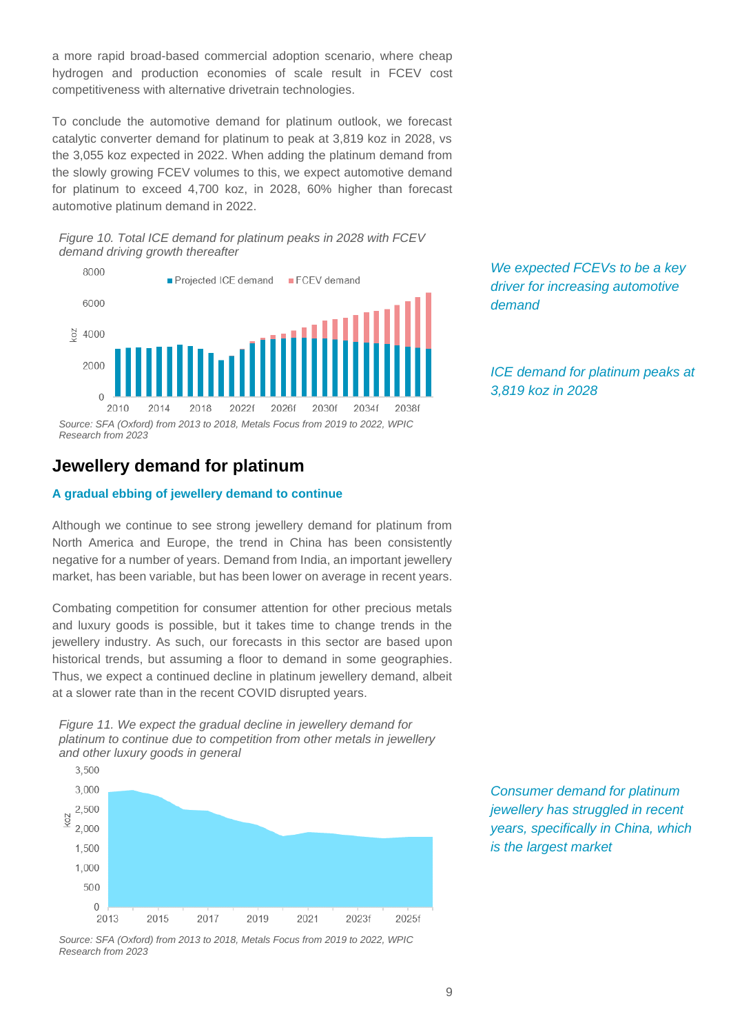a more rapid broad-based commercial adoption scenario, where cheap hydrogen and production economies of scale result in FCEV cost competitiveness with alternative drivetrain technologies.

To conclude the automotive demand for platinum outlook, we forecast catalytic converter demand for platinum to peak at 3,819 koz in 2028, vs the 3,055 koz expected in 2022. When adding the platinum demand from the slowly growing FCEV volumes to this, we expect automotive demand for platinum to exceed 4,700 koz, in 2028, 60% higher than forecast automotive platinum demand in 2022.

*Figure 10. Total ICE demand for platinum peaks in 2028 with FCEV demand driving growth thereafter*

*Source: SFA (Oxford) from 2013 to 2018, Metals Focus from 2019 to 2022, WPIC Research from 2023*

*We expected FCEVs to be a key driver for increasing automotive demand*

*ICE demand for platinum peaks at 3,819 koz in 2028*

## Jewellery demand for platinum

### A gradual ebbing of jewellery demand to continue

Although we continue to see strong jewellery demand for platinum from North America and Europe, the trend in China has been consistently negative for a number of years. Demand from India, an important jewellery market, has been variable, but has been lower on average in recent years.

Combating competition for consumer attention for other precious metals and luxury goods is possible, but it takes time to change trends in the jewellery industry. As such, our forecasts in this sector are based upon historical trends, but assuming a floor to demand in some geographies. Thus, we expect a continued decline in platinum jewellery demand, albeit at a slower rate than in the recent COVID disrupted years.

*Figure 11. We expect the gradual decline in jewellery demand for platinum to continue due to competition from other metals in jewellery and other luxury goods in general*

*Source: SFA (Oxford) from 2013 to 2018, Metals Focus from 2019 to 2022, WPIC Research from 2023*

*Consumer demand for platinum jewellery has struggled in recent years, specifically in China, which is the largest market*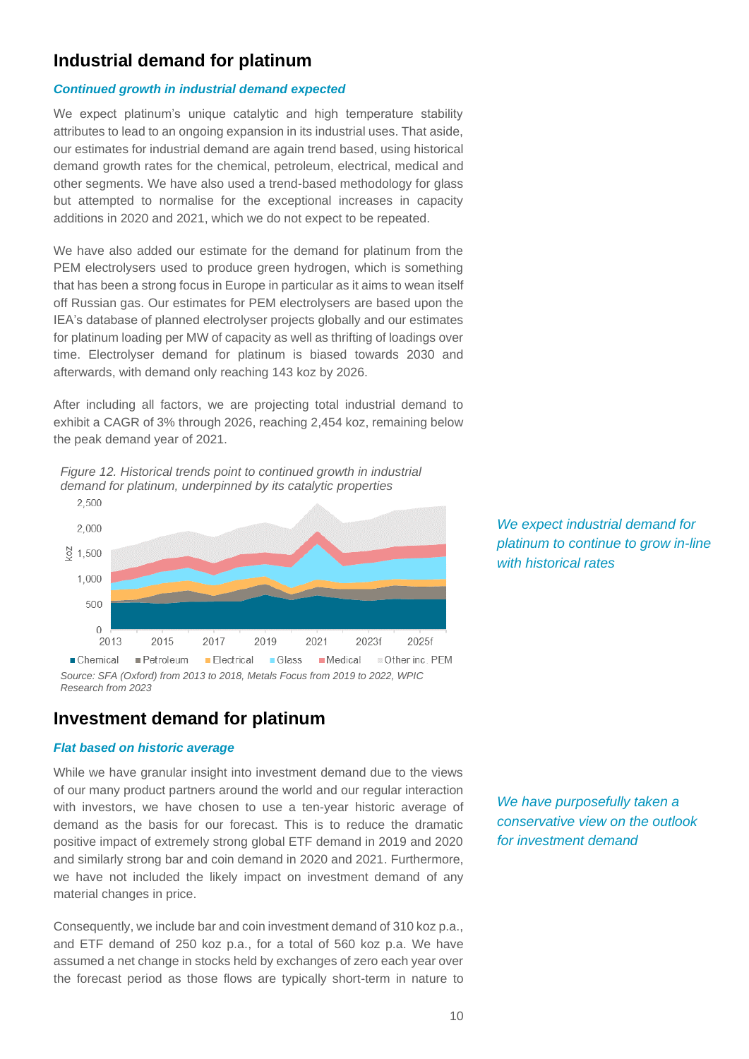## Industrial demand for platinum

***Continued growth in industrial demand expected***

We expect platinum's unique catalytic and high temperature stability attributes to lead to an ongoing expansion in its industrial uses. That aside, our estimates for industrial demand are again trend based, using historical demand growth rates for the chemical, petroleum, electrical, medical and other segments. We have also used a trend-based methodology for glass but attempted to normalise for the exceptional increases in capacity additions in 2020 and 2021, which we do not expect to be repeated.

We have also added our estimate for the demand for platinum from the PEM electrolysers used to produce green hydrogen, which is something that has been a strong focus in Europe in particular as it aims to wean itself off Russian gas. Our estimates for PEM electrolysers are based upon the IEA's database of planned electrolyser projects globally and our estimates for platinum loading per MW of capacity as well as thrifting of loadings over time. Electrolyser demand for platinum is biased towards 2030 and afterwards, with demand only reaching 143 koz by 2026.

After including all factors, we are projecting total industrial demand to exhibit a CAGR of 3% through 2026, reaching 2,454 koz, remaining below the peak demand year of 2021.

*We expect industrial demand for platinum to continue to grow in-line with historical rates*

*Figure 12. Historical trends point to continued growth in industrial demand for platinum, underpinned by its catalytic properties*

*Source: SFA (Oxford) from 2013 to 2018, Metals Focus from 2019 to 2022, WPIC Research from 2023*

## Investment demand for platinum

***Flat based on historic average***

While we have granular insight into investment demand due to the views of our many product partners around the world and our regular interaction with investors, we have chosen to use a ten-year historic average of demand as the basis for our forecast. This is to reduce the dramatic positive impact of extremely strong global ETF demand in 2019 and 2020 and similarly strong bar and coin demand in 2020 and 2021. Furthermore, we have not included the likely impact on investment demand of any material changes in price.

*We have purposefully taken a conservative view on the outlook for investment demand*

Consequently, we include bar and coin investment demand of 310 koz p.a., and ETF demand of 250 koz p.a., for a total of 560 koz p.a. We have assumed a net change in stocks held by exchanges of zero each year over the forecast period as those flows are typically short-term in nature to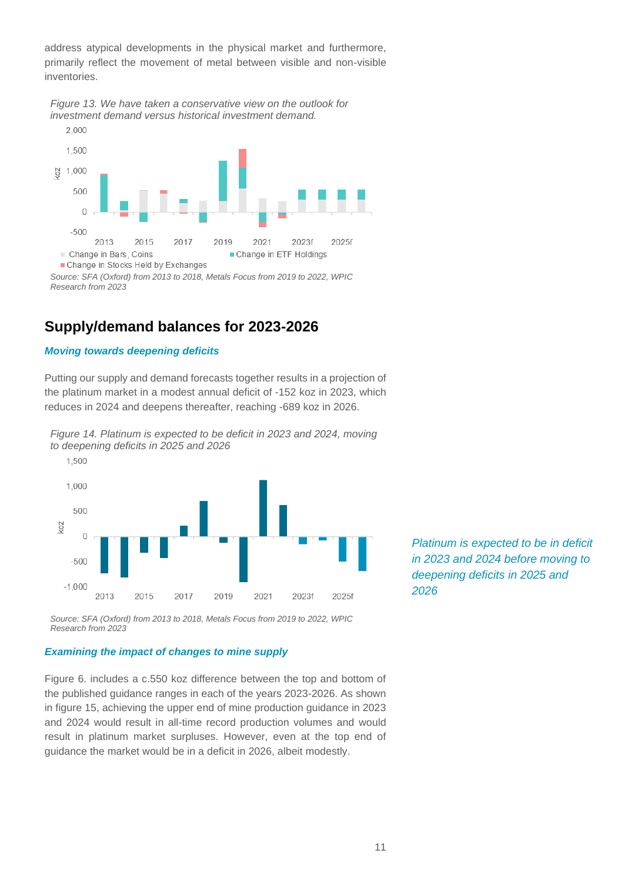address atypical developments in the physical market and furthermore, primarily reflect the movement of metal between visible and non-visible inventories.

*Figure 13. We have taken a conservative view on the outlook for investment demand versus historical investment demand.*

*Source: SFA (Oxford) from 2013 to 2018, Metals Focus from 2019 to 2022, WPIC Research from 2023*

## Supply/demand balances for 2023-2026

### *Moving towards deepening deficits*

Putting our supply and demand forecasts together results in a projection of the platinum market in a modest annual deficit of -152 koz in 2023, which reduces in 2024 and deepens thereafter, reaching -689 koz in 2026.

*Figure 14. Platinum is expected to be deficit in 2023 and 2024, moving to deepening deficits in 2025 and 2026*

*Source: SFA (Oxford) from 2013 to 2018, Metals Focus from 2019 to 2022, WPIC Research from 2023*

*Platinum is expected to be in deficit in 2023 and 2024 before moving to deepening deficits in 2025 and 2026*

### *Examining the impact of changes to mine supply*

Figure 6. includes a c.550 koz difference between the top and bottom of the published guidance ranges in each of the years 2023-2026. As shown in figure 15, achieving the upper end of mine production guidance in 2023 and 2024 would result in all-time record production volumes and would result in platinum market surpluses. However, even at the top end of guidance the market would be in a deficit in 2026, albeit modestly.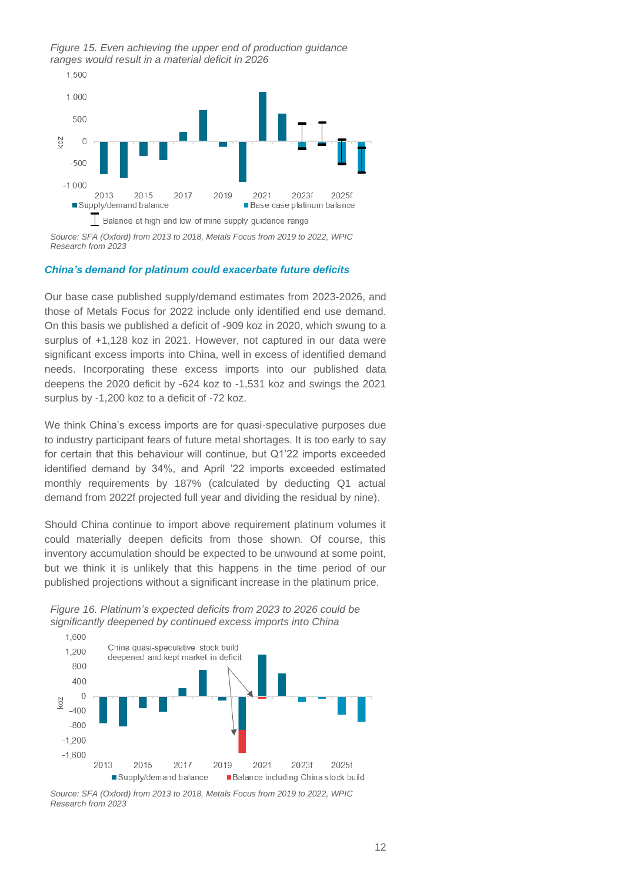*Figure 15. Even achieving the upper end of production guidance ranges would result in a material deficit in 2026*

*Source: SFA (Oxford) from 2013 to 2018, Metals Focus from 2019 to 2022, WPIC Research from 2023*

### *China's demand for platinum could exacerbate future deficits*

Our base case published supply/demand estimates from 2023-2026, and those of Metals Focus for 2022 include only identified end use demand. On this basis we published a deficit of -909 koz in 2020, which swung to a surplus of +1,128 koz in 2021. However, not captured in our data were significant excess imports into China, well in excess of identified demand needs. Incorporating these excess imports into our published data deepens the 2020 deficit by -624 koz to -1,531 koz and swings the 2021 surplus by -1,200 koz to a deficit of -72 koz.

We think China's excess imports are for quasi-speculative purposes due to industry participant fears of future metal shortages. It is too early to say for certain that this behaviour will continue, but Q1'22 imports exceeded identified demand by 34%, and April '22 imports exceeded estimated monthly requirements by 187% (calculated by deducting Q1 actual demand from 2022f projected full year and dividing the residual by nine).

Should China continue to import above requirement platinum volumes it could materially deepen deficits from those shown. Of course, this inventory accumulation should be expected to be unwound at some point, but we think it is unlikely that this happens in the time period of our published projections without a significant increase in the platinum price.

*Figure 16. Platinum's expected deficits from 2023 to 2026 could be significantly deepened by continued excess imports into China*

*Source: SFA (Oxford) from 2013 to 2018, Metals Focus from 2019 to 2022, WPIC Research from 2023*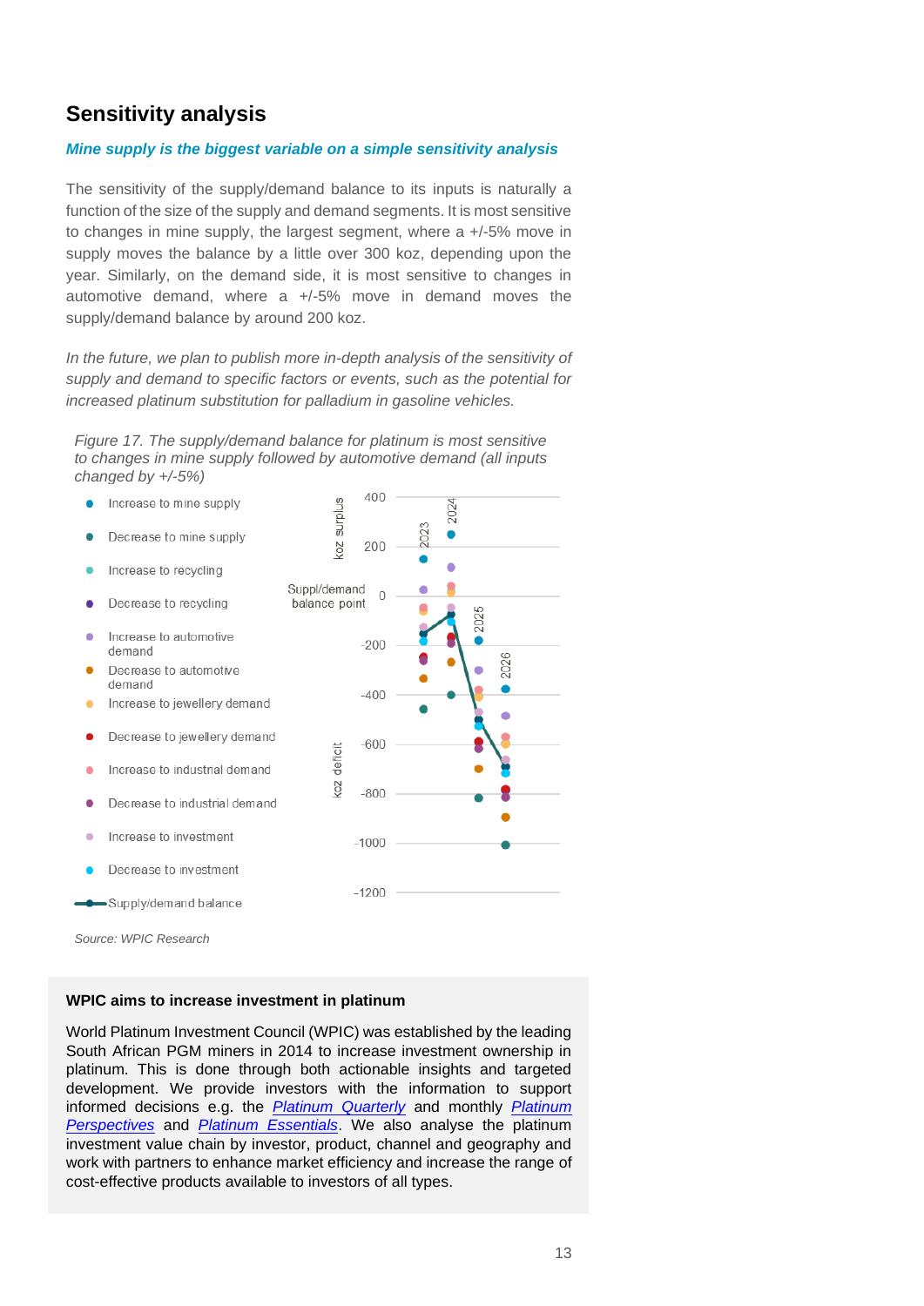## Sensitivity analysis

***Mine supply is the biggest variable on a simple sensitivity analysis***

The sensitivity of the supply/demand balance to its inputs is naturally a function of the size of the supply and demand segments. It is most sensitive to changes in mine supply, the largest segment, where a +/-5% move in supply moves the balance by a little over 300 koz, depending upon the year. Similarly, on the demand side, it is most sensitive to changes in automotive demand, where a +/-5% move in demand moves the supply/demand balance by around 200 koz.

*In the future, we plan to publish more in-depth analysis of the sensitivity of supply and demand to specific factors or events, such as the potential for increased platinum substitution for palladium in gasoline vehicles.*

*Figure 17. The supply/demand balance for platinum is most sensitive to changes in mine supply followed by automotive demand (all inputs changed by +/-5%)*

- Increase to mine supply
- Decrease to mine supply
- Increase to recycling
- Decrease to recycling
- Increase to automotive demand
- Decrease to automotive demand
- Increase to jewellery demand
- Decrease to jewellery demand
- Increase to industrial demand
- Decrease to industrial demand
- Increase to investment
- Decrease to investment
- Supply/demand balance

koz surplus / koz deficit; Suppl/demand balance point: 0; 400, 200, 0, -200, -400, -600, -800, -1000, -1200; 2023, 2024, 2025, 2026

*Source: WPIC Research*

**WPIC aims to increase investment in platinum**

World Platinum Investment Council (WPIC) was established by the leading South African PGM miners in 2014 to increase investment ownership in platinum. This is done through both actionable insights and targeted development. We provide investors with the information to support informed decisions e.g. the *Platinum Quarterly* and monthly *Platinum Perspectives* and *Platinum Essentials*. We also analyse the platinum investment value chain by investor, product, channel and geography and work with partners to enhance market efficiency and increase the range of cost-effective products available to investors of all types.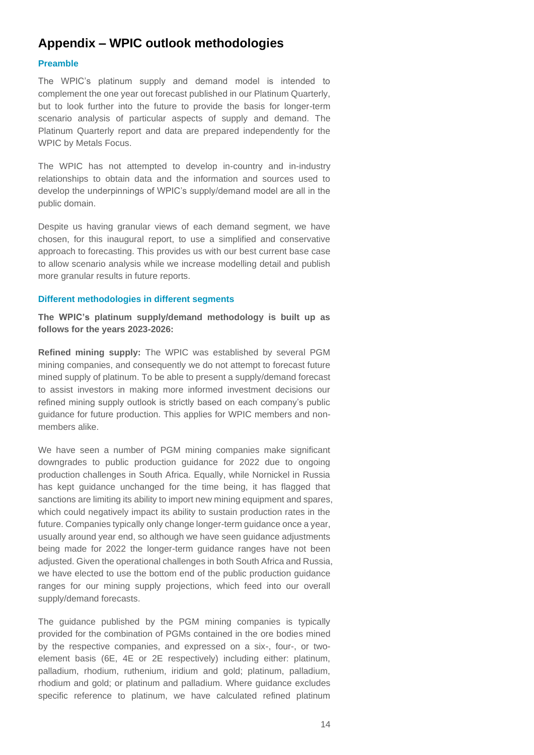# Appendix – WPIC outlook methodologies

### Preamble

The WPIC's platinum supply and demand model is intended to complement the one year out forecast published in our Platinum Quarterly, but to look further into the future to provide the basis for longer-term scenario analysis of particular aspects of supply and demand. The Platinum Quarterly report and data are prepared independently for the WPIC by Metals Focus.

The WPIC has not attempted to develop in-country and in-industry relationships to obtain data and the information and sources used to develop the underpinnings of WPIC's supply/demand model are all in the public domain.

Despite us having granular views of each demand segment, we have chosen, for this inaugural report, to use a simplified and conservative approach to forecasting. This provides us with our best current base case to allow scenario analysis while we increase modelling detail and publish more granular results in future reports.

### Different methodologies in different segments

**The WPIC's platinum supply/demand methodology is built up as follows for the years 2023-2026:**

**Refined mining supply:** The WPIC was established by several PGM mining companies, and consequently we do not attempt to forecast future mined supply of platinum. To be able to present a supply/demand forecast to assist investors in making more informed investment decisions our refined mining supply outlook is strictly based on each company's public guidance for future production. This applies for WPIC members and non-members alike.

We have seen a number of PGM mining companies make significant downgrades to public production guidance for 2022 due to ongoing production challenges in South Africa. Equally, while Nornickel in Russia has kept guidance unchanged for the time being, it has flagged that sanctions are limiting its ability to import new mining equipment and spares, which could negatively impact its ability to sustain production rates in the future. Companies typically only change longer-term guidance once a year, usually around year end, so although we have seen guidance adjustments being made for 2022 the longer-term guidance ranges have not been adjusted. Given the operational challenges in both South Africa and Russia, we have elected to use the bottom end of the public production guidance ranges for our mining supply projections, which feed into our overall supply/demand forecasts.

The guidance published by the PGM mining companies is typically provided for the combination of PGMs contained in the ore bodies mined by the respective companies, and expressed on a six-, four-, or two-element basis (6E, 4E or 2E respectively) including either: platinum, palladium, rhodium, ruthenium, iridium and gold; platinum, palladium, rhodium and gold; or platinum and palladium. Where guidance excludes specific reference to platinum, we have calculated refined platinum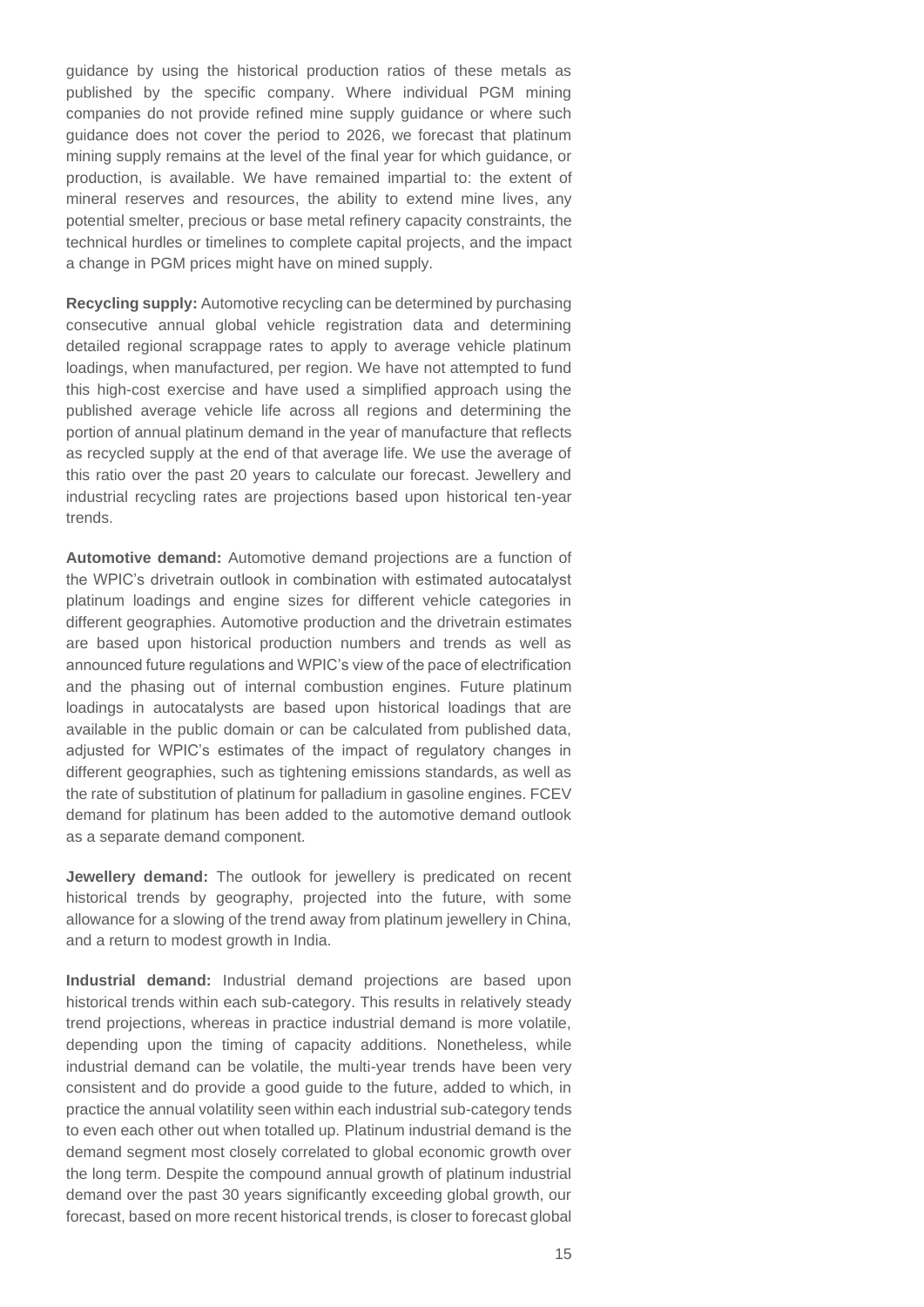guidance by using the historical production ratios of these metals as published by the specific company. Where individual PGM mining companies do not provide refined mine supply guidance or where such guidance does not cover the period to 2026, we forecast that platinum mining supply remains at the level of the final year for which guidance, or production, is available. We have remained impartial to: the extent of mineral reserves and resources, the ability to extend mine lives, any potential smelter, precious or base metal refinery capacity constraints, the technical hurdles or timelines to complete capital projects, and the impact a change in PGM prices might have on mined supply.

**Recycling supply:** Automotive recycling can be determined by purchasing consecutive annual global vehicle registration data and determining detailed regional scrappage rates to apply to average vehicle platinum loadings, when manufactured, per region. We have not attempted to fund this high-cost exercise and have used a simplified approach using the published average vehicle life across all regions and determining the portion of annual platinum demand in the year of manufacture that reflects as recycled supply at the end of that average life. We use the average of this ratio over the past 20 years to calculate our forecast. Jewellery and industrial recycling rates are projections based upon historical ten-year trends.

**Automotive demand:** Automotive demand projections are a function of the WPIC's drivetrain outlook in combination with estimated autocatalyst platinum loadings and engine sizes for different vehicle categories in different geographies. Automotive production and the drivetrain estimates are based upon historical production numbers and trends as well as announced future regulations and WPIC's view of the pace of electrification and the phasing out of internal combustion engines. Future platinum loadings in autocatalysts are based upon historical loadings that are available in the public domain or can be calculated from published data, adjusted for WPIC's estimates of the impact of regulatory changes in different geographies, such as tightening emissions standards, as well as the rate of substitution of platinum for palladium in gasoline engines. FCEV demand for platinum has been added to the automotive demand outlook as a separate demand component.

**Jewellery demand:** The outlook for jewellery is predicated on recent historical trends by geography, projected into the future, with some allowance for a slowing of the trend away from platinum jewellery in China, and a return to modest growth in India.

**Industrial demand:** Industrial demand projections are based upon historical trends within each sub-category. This results in relatively steady trend projections, whereas in practice industrial demand is more volatile, depending upon the timing of capacity additions. Nonetheless, while industrial demand can be volatile, the multi-year trends have been very consistent and do provide a good guide to the future, added to which, in practice the annual volatility seen within each industrial sub-category tends to even each other out when totalled up. Platinum industrial demand is the demand segment most closely correlated to global economic growth over the long term. Despite the compound annual growth of platinum industrial demand over the past 30 years significantly exceeding global growth, our forecast, based on more recent historical trends, is closer to forecast global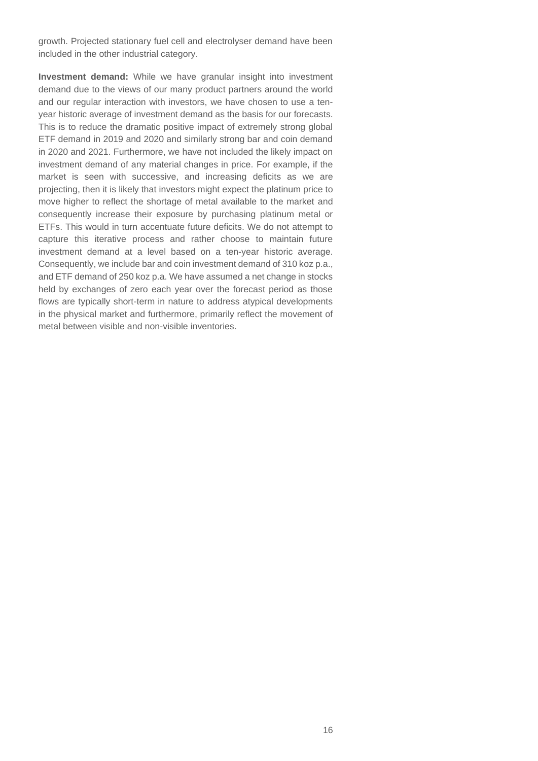growth. Projected stationary fuel cell and electrolyser demand have been included in the other industrial category.

**Investment demand:** While we have granular insight into investment demand due to the views of our many product partners around the world and our regular interaction with investors, we have chosen to use a ten-year historic average of investment demand as the basis for our forecasts. This is to reduce the dramatic positive impact of extremely strong global ETF demand in 2019 and 2020 and similarly strong bar and coin demand in 2020 and 2021. Furthermore, we have not included the likely impact on investment demand of any material changes in price. For example, if the market is seen with successive, and increasing deficits as we are projecting, then it is likely that investors might expect the platinum price to move higher to reflect the shortage of metal available to the market and consequently increase their exposure by purchasing platinum metal or ETFs. This would in turn accentuate future deficits. We do not attempt to capture this iterative process and rather choose to maintain future investment demand at a level based on a ten-year historic average. Consequently, we include bar and coin investment demand of 310 koz p.a., and ETF demand of 250 koz p.a. We have assumed a net change in stocks held by exchanges of zero each year over the forecast period as those flows are typically short-term in nature to address atypical developments in the physical market and furthermore, primarily reflect the movement of metal between visible and non-visible inventories.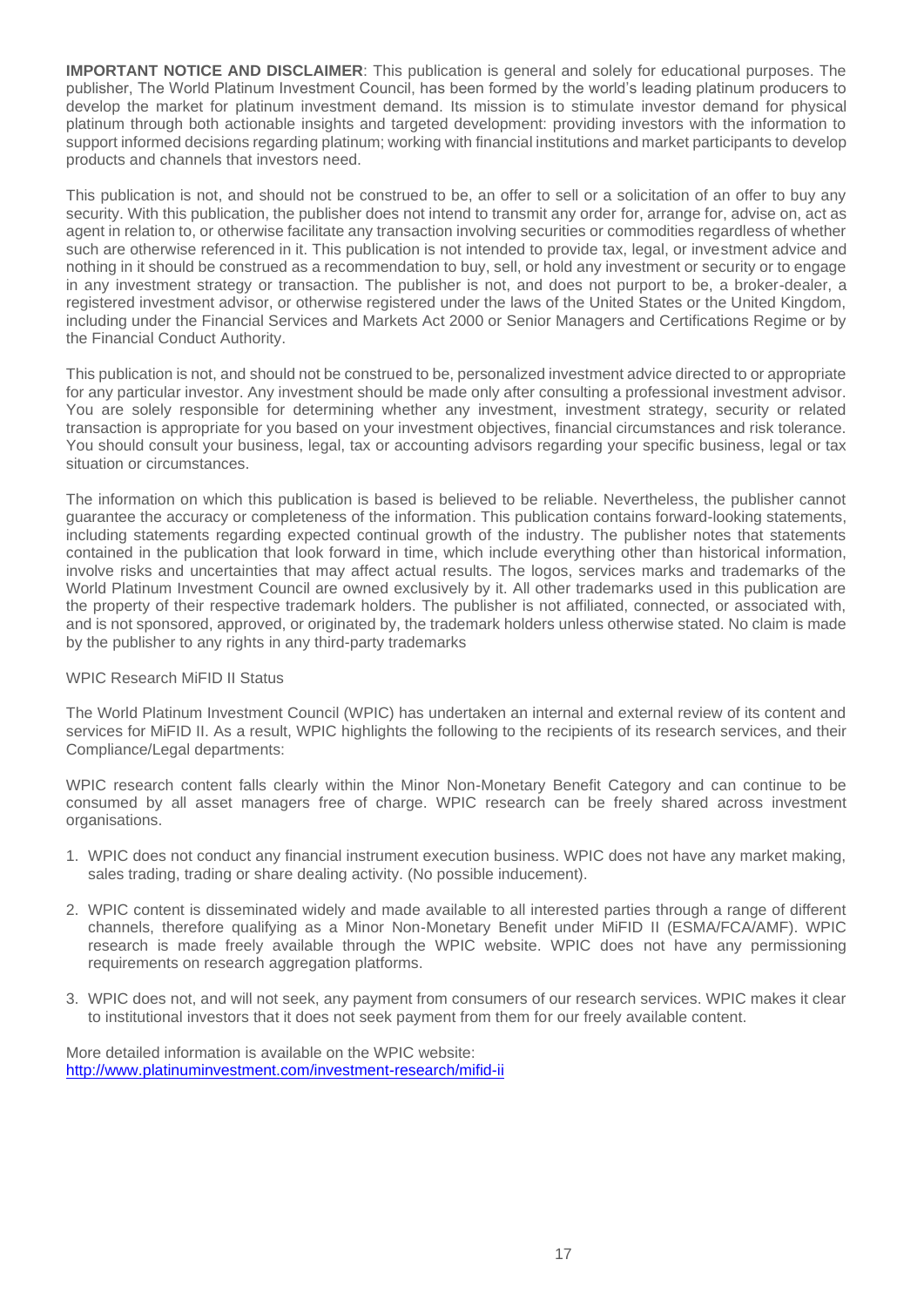**IMPORTANT NOTICE AND DISCLAIMER**: This publication is general and solely for educational purposes. The publisher, The World Platinum Investment Council, has been formed by the world's leading platinum producers to develop the market for platinum investment demand. Its mission is to stimulate investor demand for physical platinum through both actionable insights and targeted development: providing investors with the information to support informed decisions regarding platinum; working with financial institutions and market participants to develop products and channels that investors need.

This publication is not, and should not be construed to be, an offer to sell or a solicitation of an offer to buy any security. With this publication, the publisher does not intend to transmit any order for, arrange for, advise on, act as agent in relation to, or otherwise facilitate any transaction involving securities or commodities regardless of whether such are otherwise referenced in it. This publication is not intended to provide tax, legal, or investment advice and nothing in it should be construed as a recommendation to buy, sell, or hold any investment or security or to engage in any investment strategy or transaction. The publisher is not, and does not purport to be, a broker-dealer, a registered investment advisor, or otherwise registered under the laws of the United States or the United Kingdom, including under the Financial Services and Markets Act 2000 or Senior Managers and Certifications Regime or by the Financial Conduct Authority.

This publication is not, and should not be construed to be, personalized investment advice directed to or appropriate for any particular investor. Any investment should be made only after consulting a professional investment advisor. You are solely responsible for determining whether any investment, investment strategy, security or related transaction is appropriate for you based on your investment objectives, financial circumstances and risk tolerance. You should consult your business, legal, tax or accounting advisors regarding your specific business, legal or tax situation or circumstances.

The information on which this publication is based is believed to be reliable. Nevertheless, the publisher cannot guarantee the accuracy or completeness of the information. This publication contains forward-looking statements, including statements regarding expected continual growth of the industry. The publisher notes that statements contained in the publication that look forward in time, which include everything other than historical information, involve risks and uncertainties that may affect actual results. The logos, services marks and trademarks of the World Platinum Investment Council are owned exclusively by it. All other trademarks used in this publication are the property of their respective trademark holders. The publisher is not affiliated, connected, or associated with, and is not sponsored, approved, or originated by, the trademark holders unless otherwise stated. No claim is made by the publisher to any rights in any third-party trademarks

WPIC Research MiFID II Status

The World Platinum Investment Council (WPIC) has undertaken an internal and external review of its content and services for MiFID II. As a result, WPIC highlights the following to the recipients of its research services, and their Compliance/Legal departments:

WPIC research content falls clearly within the Minor Non-Monetary Benefit Category and can continue to be consumed by all asset managers free of charge. WPIC research can be freely shared across investment organisations.

1. WPIC does not conduct any financial instrument execution business. WPIC does not have any market making, sales trading, trading or share dealing activity. (No possible inducement).
2. WPIC content is disseminated widely and made available to all interested parties through a range of different channels, therefore qualifying as a Minor Non-Monetary Benefit under MiFID II (ESMA/FCA/AMF). WPIC research is made freely available through the WPIC website. WPIC does not have any permissioning requirements on research aggregation platforms.
3. WPIC does not, and will not seek, any payment from consumers of our research services. WPIC makes it clear to institutional investors that it does not seek payment from them for our freely available content.

More detailed information is available on the WPIC website:
http://www.platinuminvestment.com/investment-research/mifid-ii